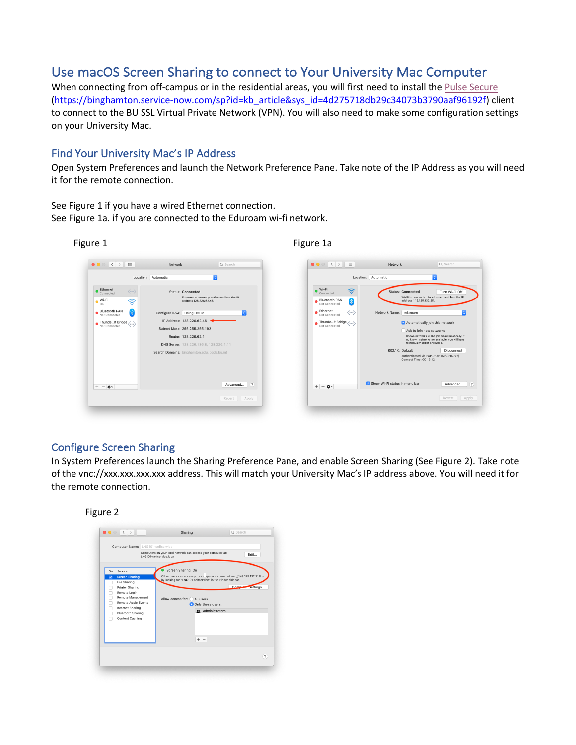# Use macOS Screen Sharing to connect to Your University Mac Computer

When connecting from off-campus or in the residential areas, you will first need to install the Pulse Secure (https://binghamton.service-now.com/sp?id=kb_article&sys_id=4d275718db29c34073b3790aaf96192f) client to connect to the BU SSL Virtual Private Network (VPN). You will also need to make some configuration settings on your University Mac.

## Find Your University Mac's IP Address

Open System Preferences and launch the Network Preference Pane. Take note of the IP Address as you will need it for the remote connection.

See Figure 1 if you have a wired Ethernet connection.
See Figure 1a. if you are connected to the Eduroam wi-fi network.

Figure 1

Figure 1a

## Configure Screen Sharing

In System Preferences launch the Sharing Preference Pane, and enable Screen Sharing (See Figure 2). Take note of the vnc://xxx.xxx.xxx.xxx address. This will match your University Mac's IP address above. You will need it for the remote connection.

Figure 2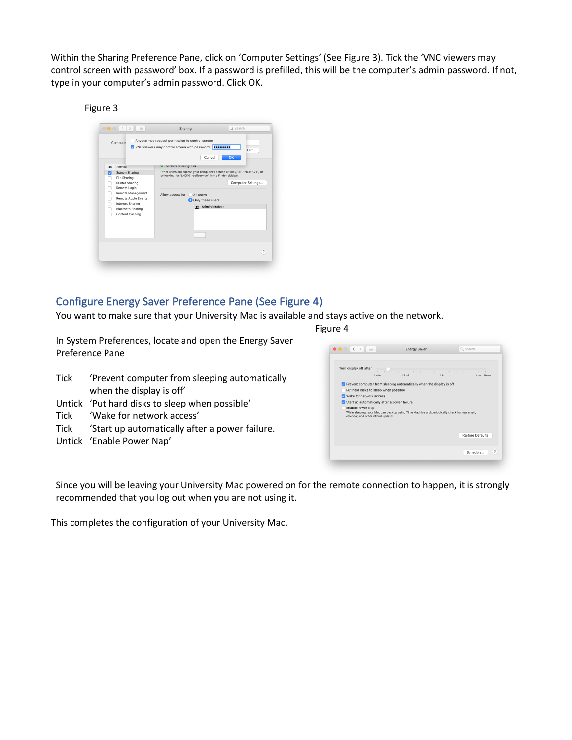Within the Sharing Preference Pane, click on 'Computer Settings' (See Figure 3). Tick the 'VNC viewers may control screen with password' box. If a password is prefilled, this will be the computer's admin password. If not, type in your computer's admin password. Click OK.

Figure 3

## Configure Energy Saver Preference Pane (See Figure 4)

You want to make sure that your University Mac is available and stays active on the network.

Figure 4

In System Preferences, locate and open the Energy Saver Preference Pane

- Tick 'Prevent computer from sleeping automatically when the display is off'
- Untick 'Put hard disks to sleep when possible'
- Tick 'Wake for network access'
- Tick 'Start up automatically after a power failure.
- Untick 'Enable Power Nap'

Since you will be leaving your University Mac powered on for the remote connection to happen, it is strongly recommended that you log out when you are not using it.

This completes the configuration of your University Mac.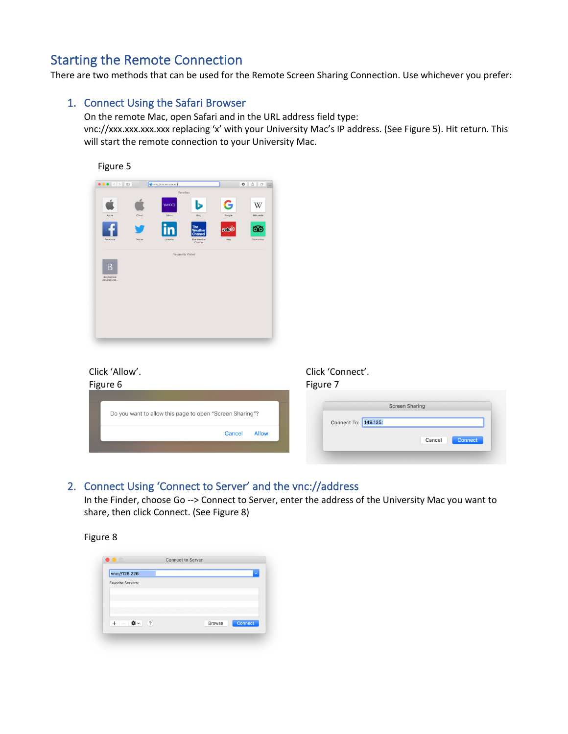## Starting the Remote Connection

There are two methods that can be used for the Remote Screen Sharing Connection. Use whichever you prefer:

### 1. Connect Using the Safari Browser

On the remote Mac, open Safari and in the URL address field type: vnc://xxx.xxx.xxx.xxx replacing 'x' with your University Mac's IP address. (See Figure 5). Hit return. This will start the remote connection to your University Mac.

Figure 5

Click 'Allow'.

Figure 6

Click 'Connect'.

Figure 7

### 2. Connect Using 'Connect to Server' and the vnc://address

In the Finder, choose Go --> Connect to Server, enter the address of the University Mac you want to share, then click Connect. (See Figure 8)

Figure 8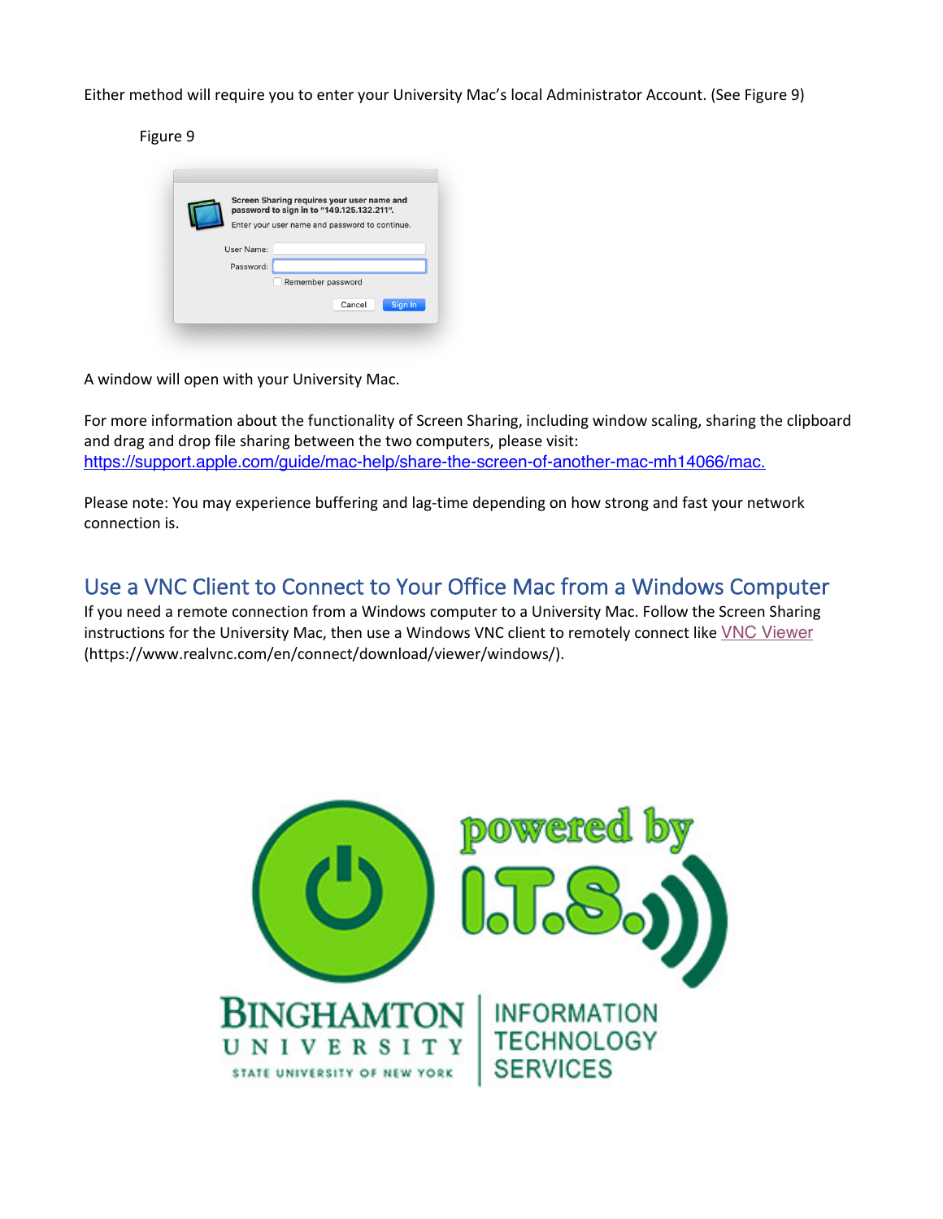Either method will require you to enter your University Mac's local Administrator Account. (See Figure 9)

Figure 9

A window will open with your University Mac.

For more information about the functionality of Screen Sharing, including window scaling, sharing the clipboard and drag and drop file sharing between the two computers, please visit: https://support.apple.com/guide/mac-help/share-the-screen-of-another-mac-mh14066/mac.

Please note: You may experience buffering and lag-time depending on how strong and fast your network connection is.

## Use a VNC Client to Connect to Your Office Mac from a Windows Computer

If you need a remote connection from a Windows computer to a University Mac. Follow the Screen Sharing instructions for the University Mac, then use a Windows VNC client to remotely connect like VNC Viewer (https://www.realvnc.com/en/connect/download/viewer/windows/).